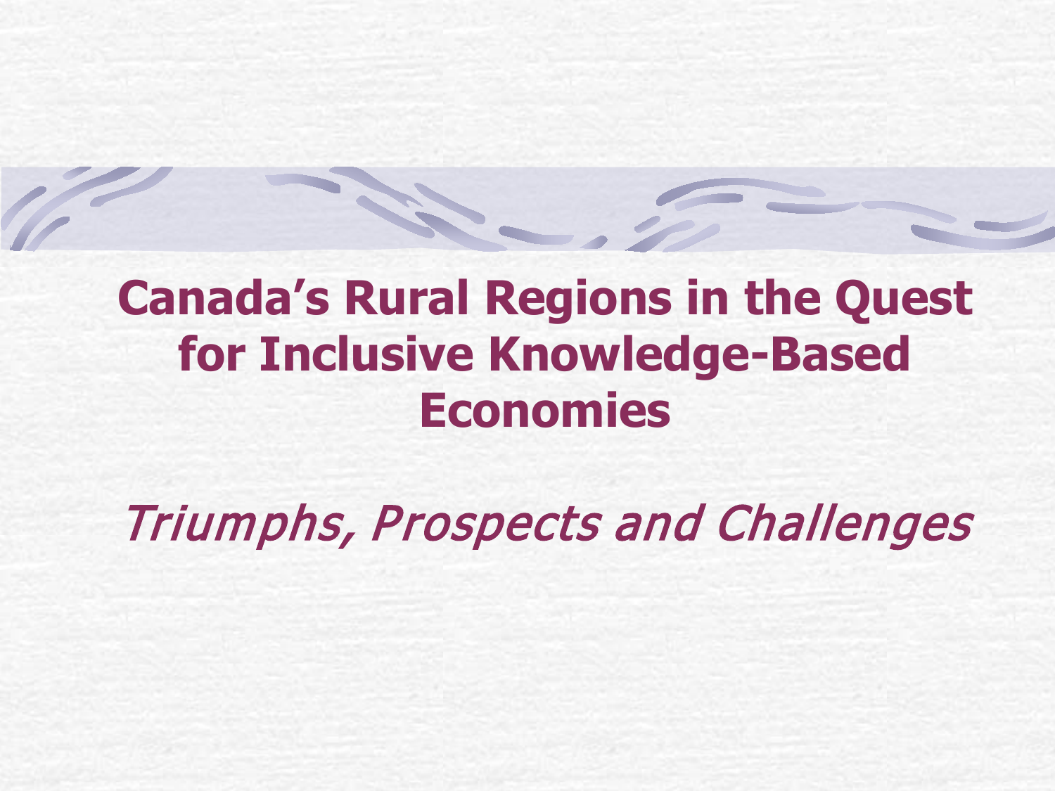# Canada's Rural Regions in the Quest for Inclusive Knowledge-Based Economies

*Triumphs, Prospects and Challenges*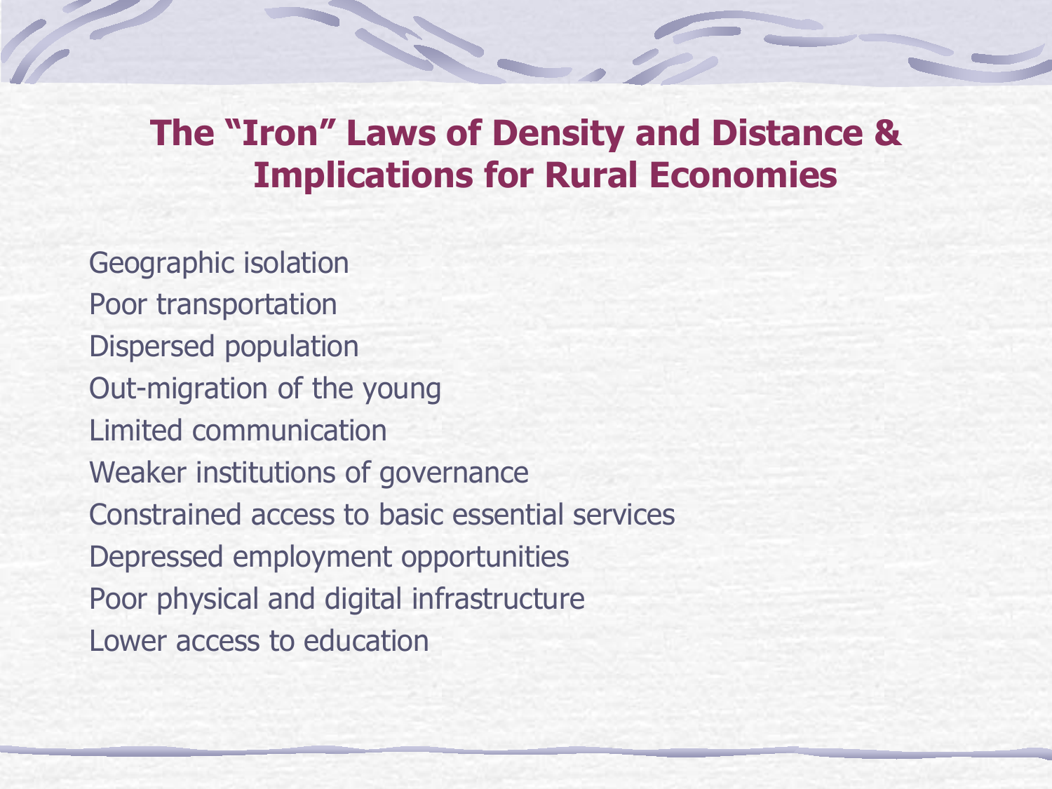# The "Iron" Laws of Density and Distance & Implications for Rural Economies

- Geographic isolation
- Poor transportation
- Dispersed population
- Out-migration of the young
- Limited communication
- Weaker institutions of governance
- Constrained access to basic essential services
- Depressed employment opportunities
- Poor physical and digital infrastructure
- Lower access to education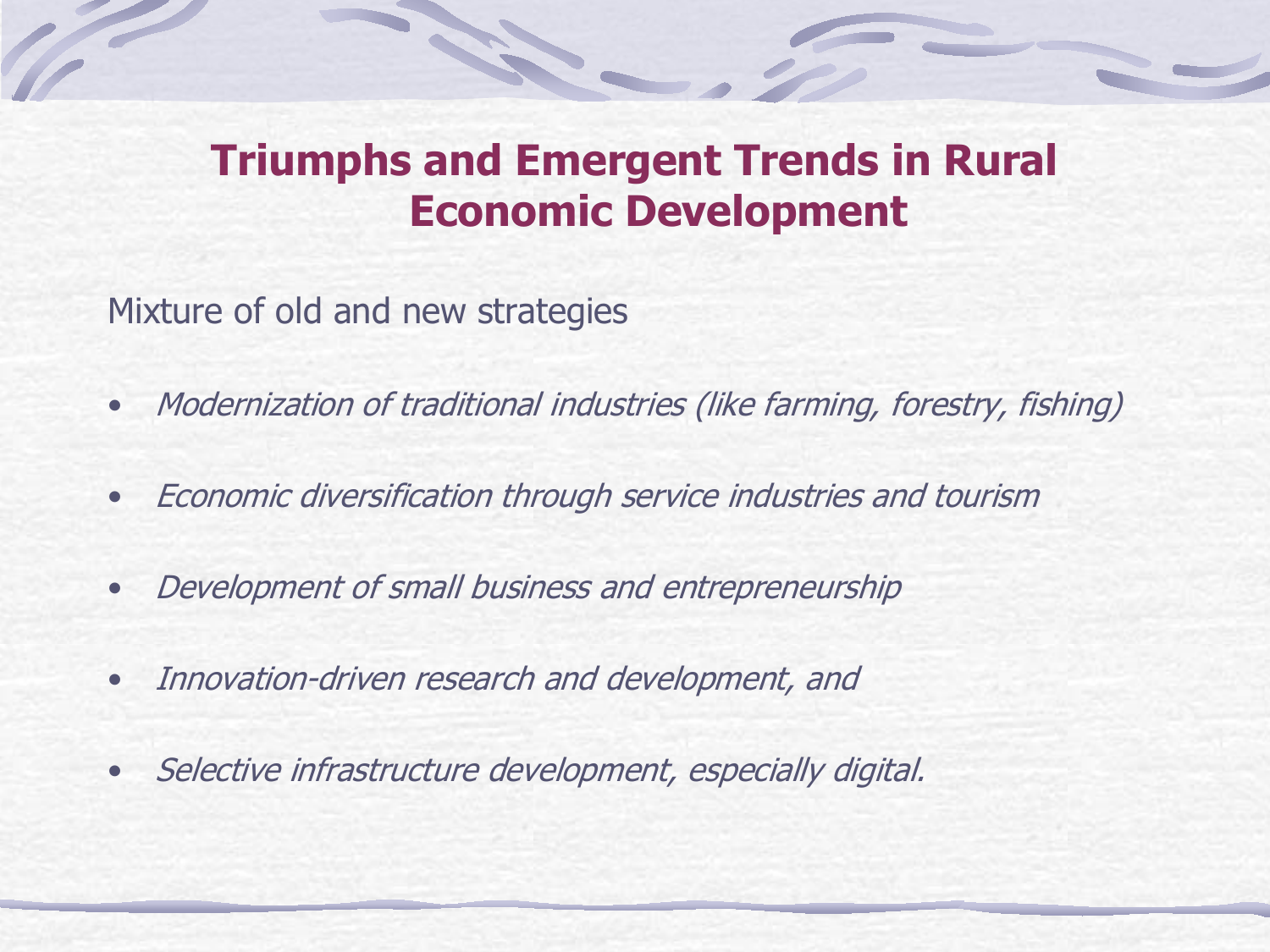# Triumphs and Emergent Trends in Rural Economic Development

Mixture of old and new strategies

- *Modernization of traditional industries (like farming, forestry, fishing)*
- *Economic diversification through service industries and tourism*
- *Development of small business and entrepreneurship*
- *Innovation-driven research and development, and*
- *Selective infrastructure development, especially digital.*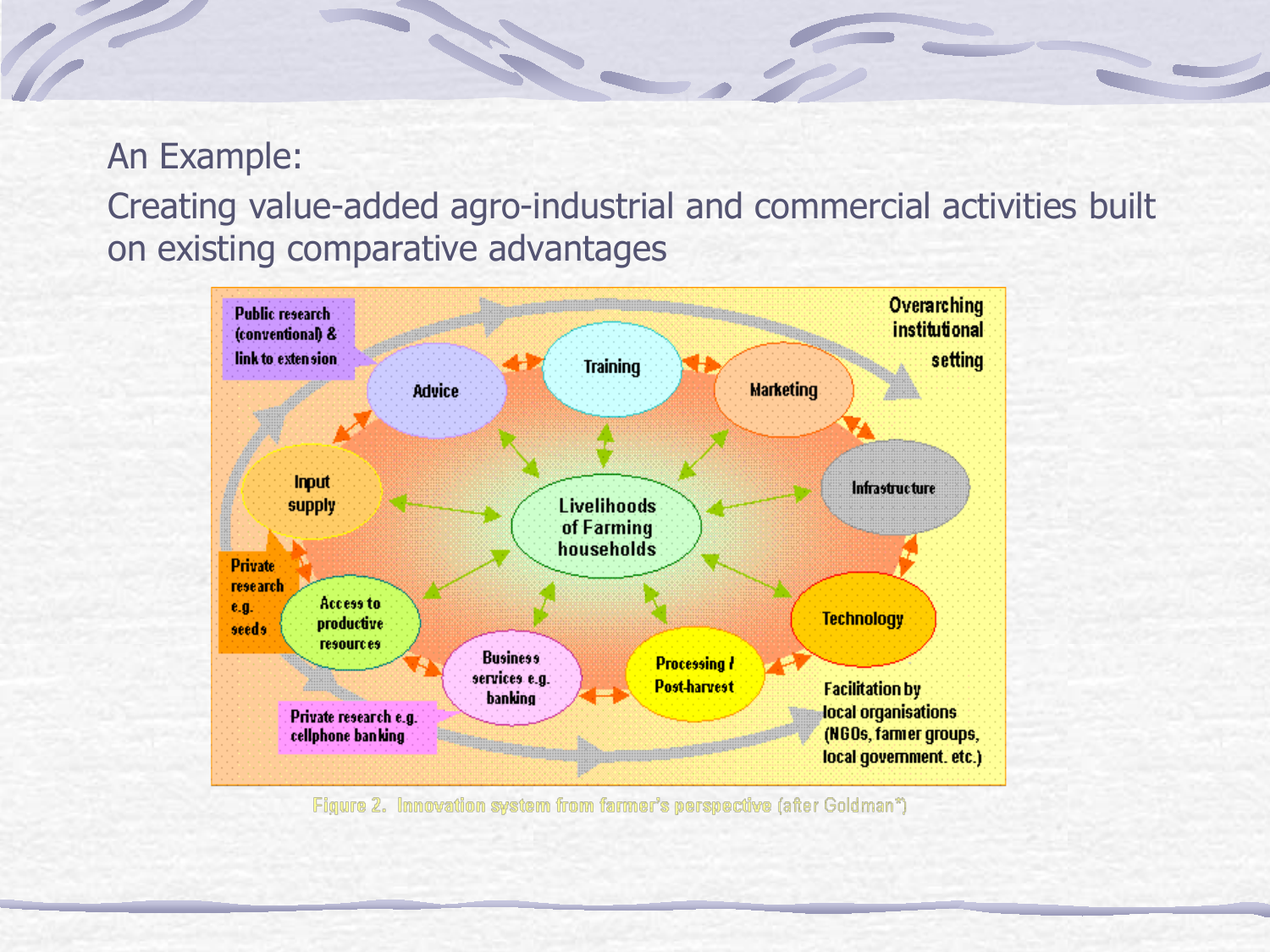An Example:

Creating value-added agro-industrial and commercial activities built on existing comparative advantages

Public research (conventional) & link to extension

Overarching institutional setting

Advice

Training

Marketing

Input supply

Livelihoods of Farming households

Infrastructure

Private research e.g. seeds

Access to productive resources

Technology

Business services e.g. banking

Processing / Post-harvest

Private research e.g. cellphone banking

Facilitation by local organisations (NGOs, famer groups, local government. etc.)

Figure 2. Innovation system from farmer's perspective (after Goldman*)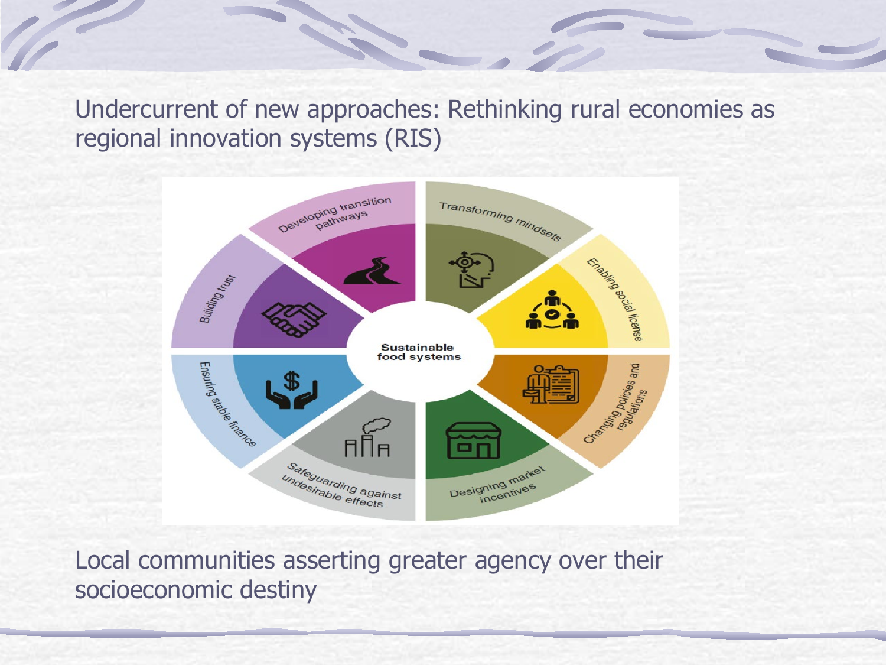## Undercurrent of new approaches: Rethinking rural economies as regional innovation systems (RIS)

**Sustainable food systems**

- Developing transition pathways
- Transforming mindsets
- Enabling social license
- Changing policies and regulations
- Designing market incentives
- Safeguarding against undesirable effects
- Ensuring stable finance
- Building trust

Local communities asserting greater agency over their socioeconomic destiny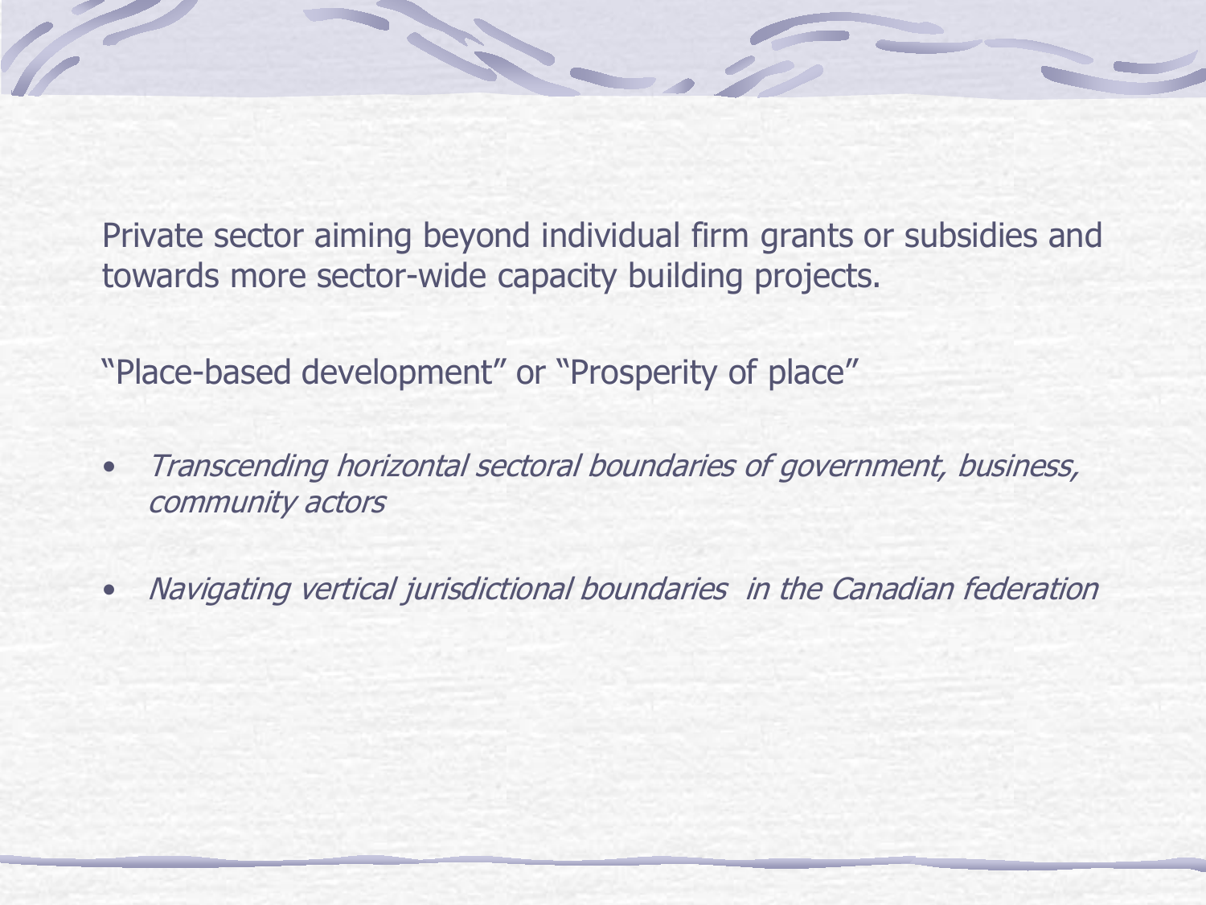Private sector aiming beyond individual firm grants or subsidies and towards more sector-wide capacity building projects.

"Place-based development" or "Prosperity of place"

- *Transcending horizontal sectoral boundaries of government, business, community actors*
- *Navigating vertical jurisdictional boundaries in the Canadian federation*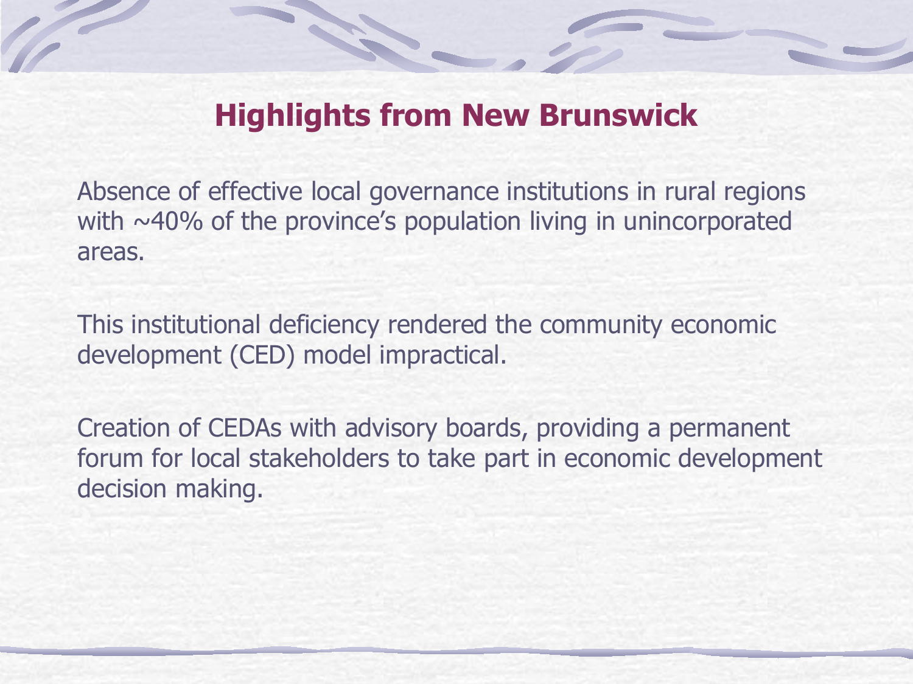# Highlights from New Brunswick

Absence of effective local governance institutions in rural regions with ~40% of the province's population living in unincorporated areas.

This institutional deficiency rendered the community economic development (CED) model impractical.

Creation of CEDAs with advisory boards, providing a permanent forum for local stakeholders to take part in economic development decision making.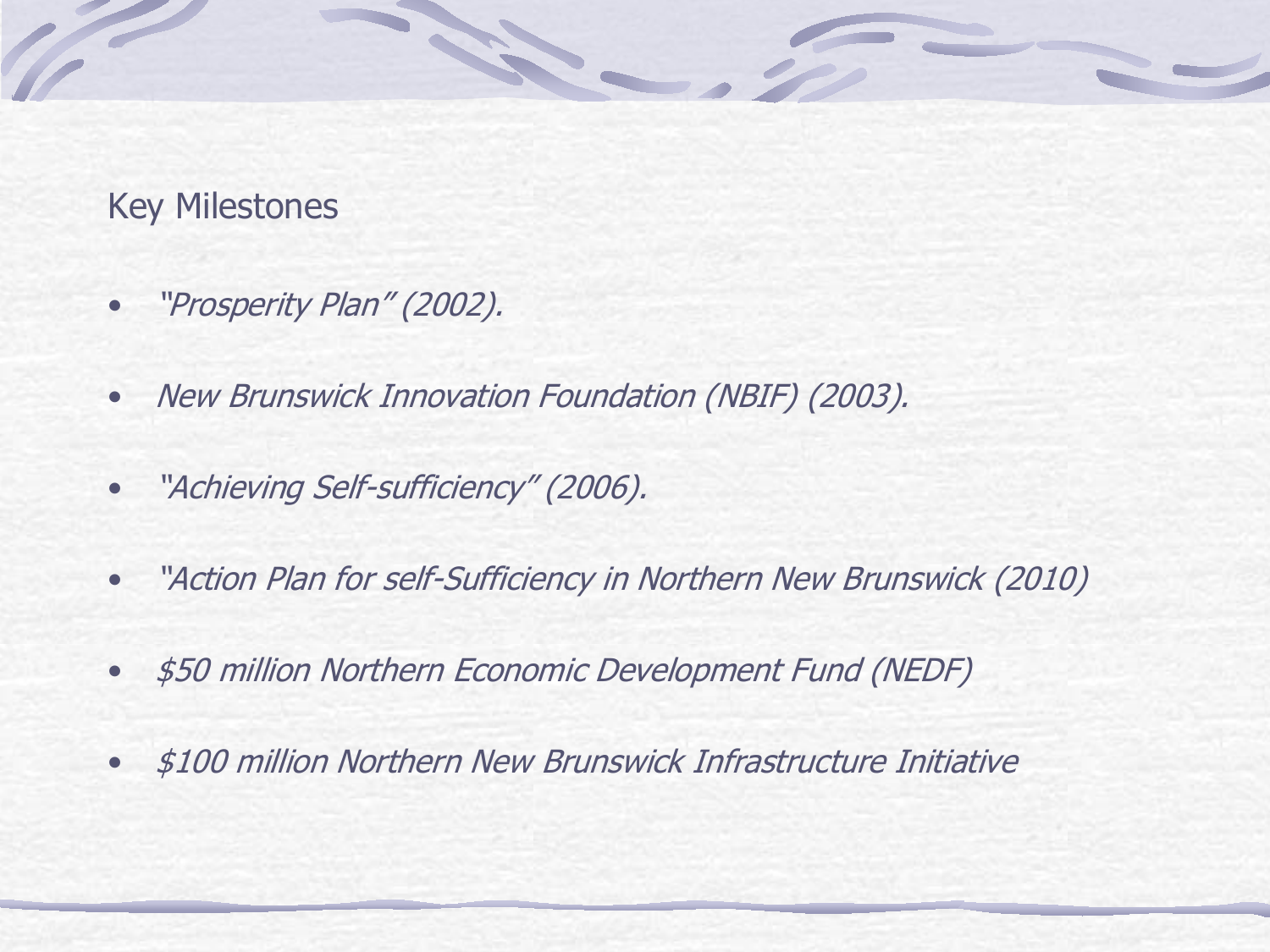## Key Milestones

- *"Prosperity Plan" (2002).*
- *New Brunswick Innovation Foundation (NBIF) (2003).*
- *"Achieving Self-sufficiency" (2006).*
- *"Action Plan for self-Sufficiency in Northern New Brunswick (2010)*
- *$50 million Northern Economic Development Fund (NEDF)*
- *$100 million Northern New Brunswick Infrastructure Initiative*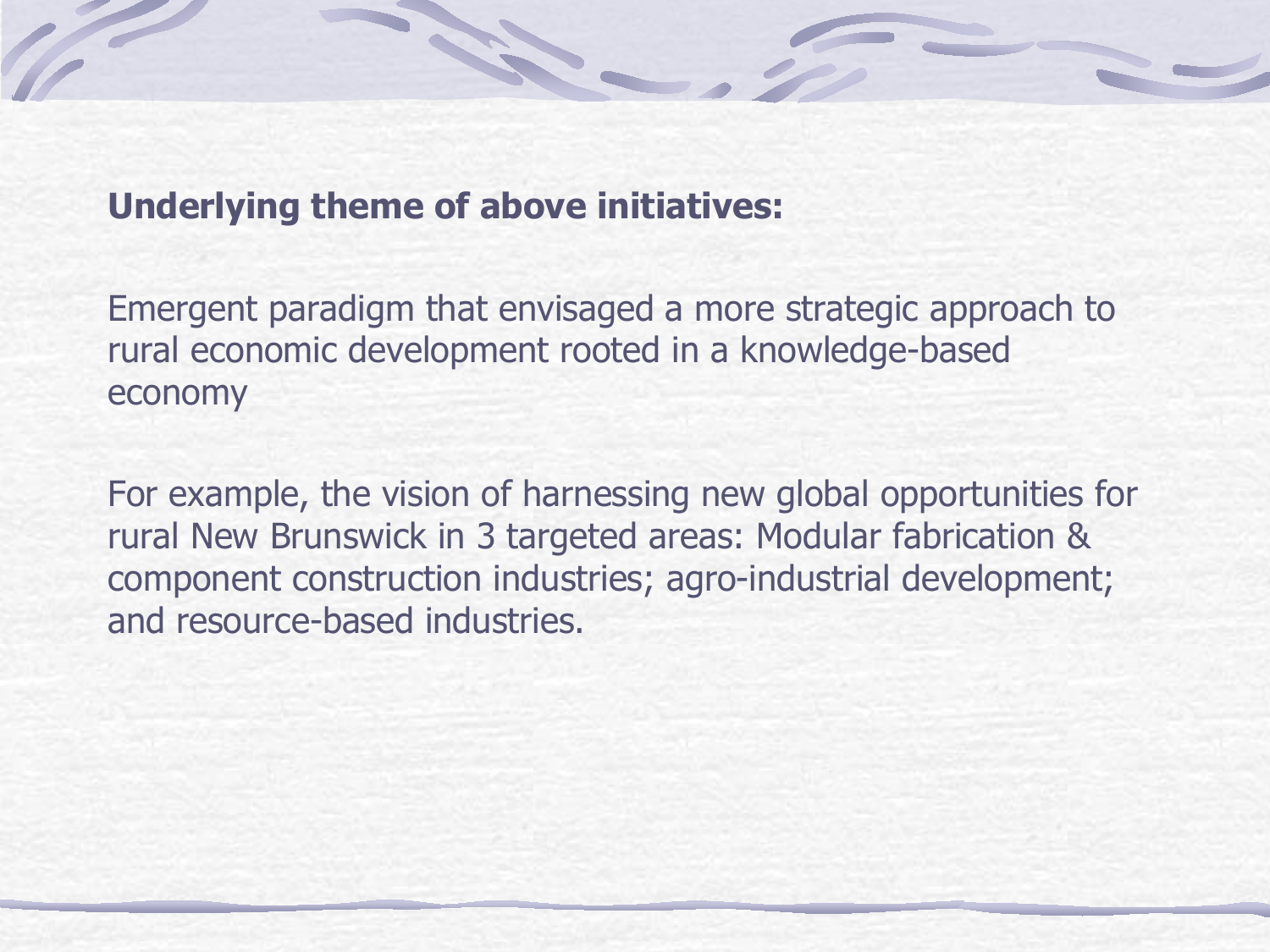**Underlying theme of above initiatives:**

Emergent paradigm that envisaged a more strategic approach to rural economic development rooted in a knowledge-based economy

For example, the vision of harnessing new global opportunities for rural New Brunswick in 3 targeted areas: Modular fabrication & component construction industries; agro-industrial development; and resource-based industries.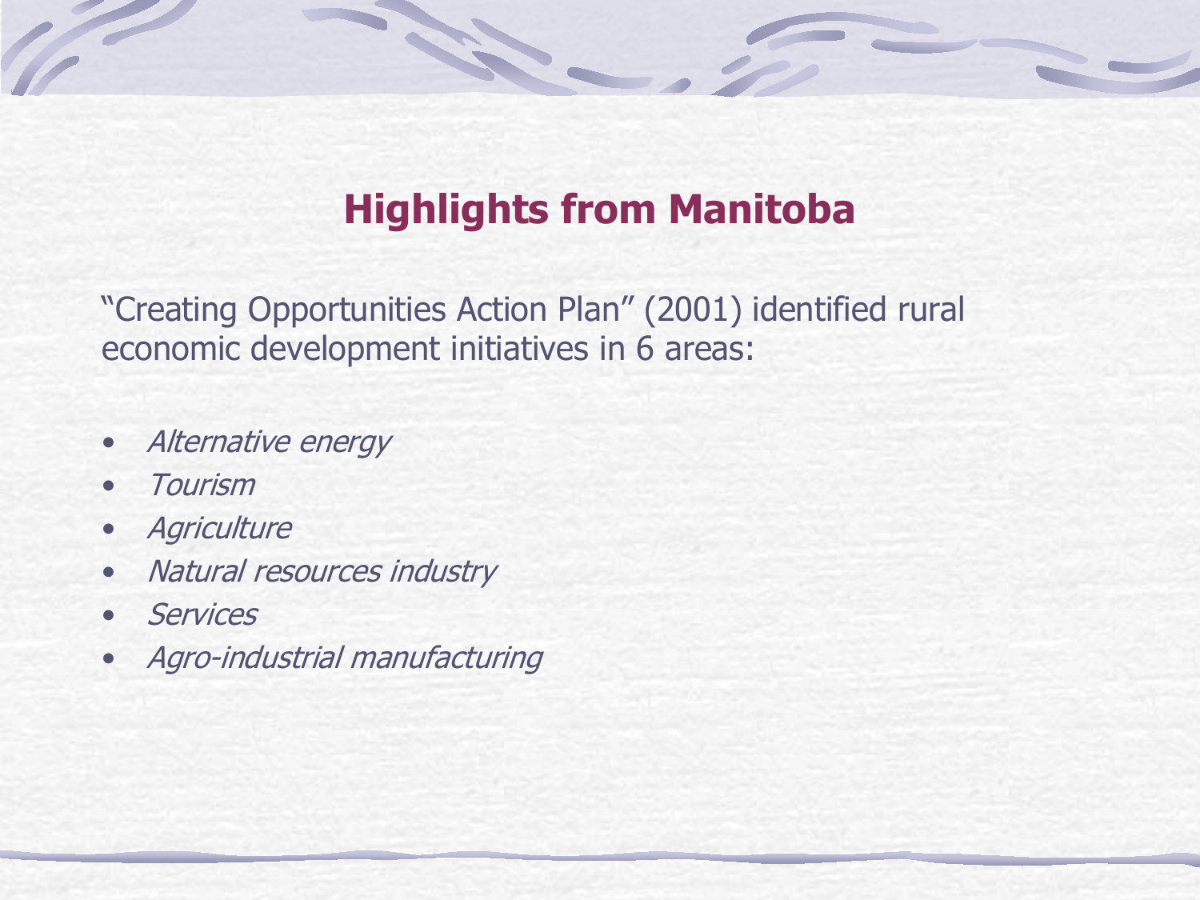## Highlights from Manitoba

"Creating Opportunities Action Plan" (2001) identified rural economic development initiatives in 6 areas:

- *Alternative energy*
- *Tourism*
- *Agriculture*
- *Natural resources industry*
- *Services*
- *Agro-industrial manufacturing*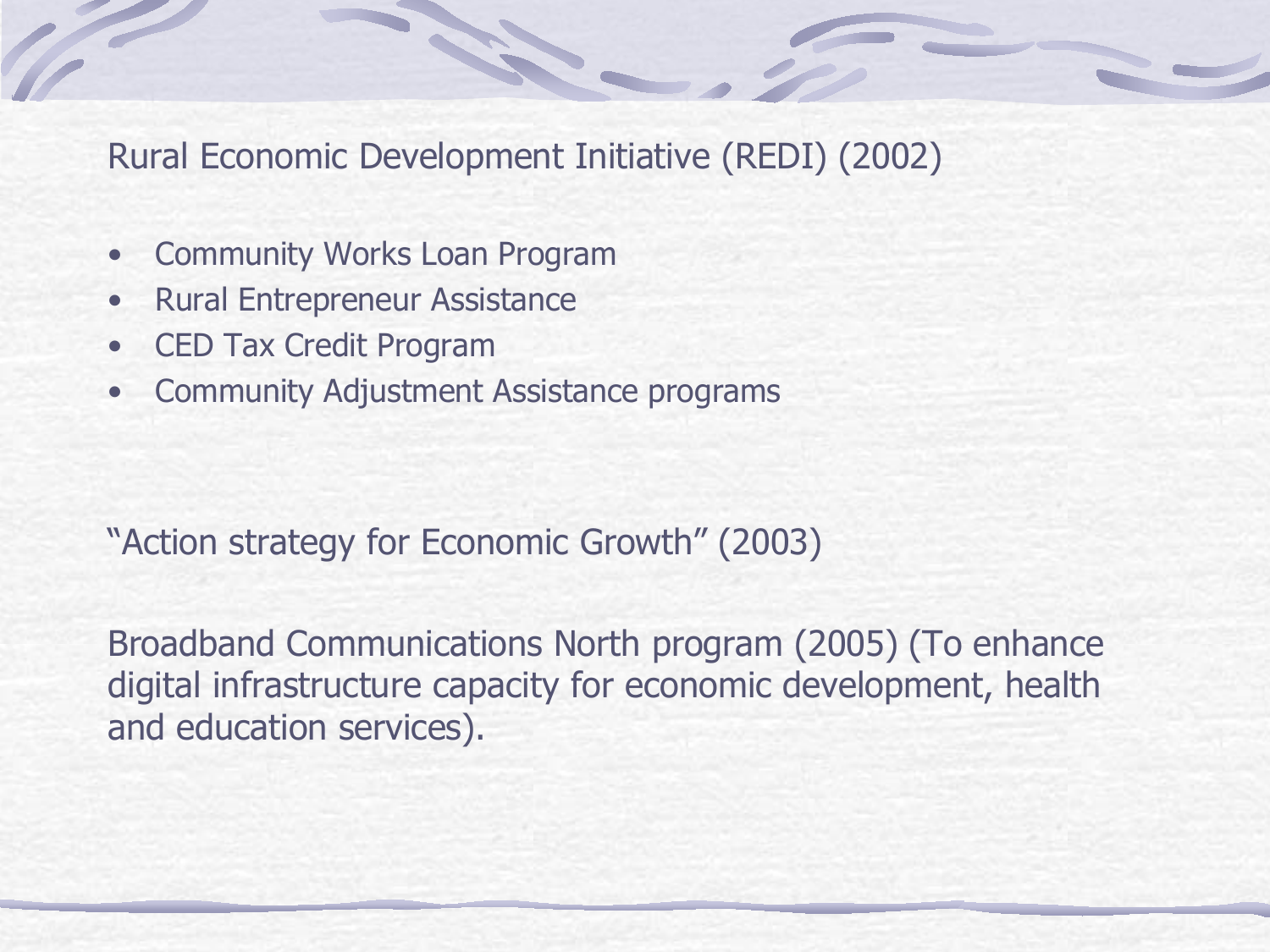Rural Economic Development Initiative (REDI) (2002)

- Community Works Loan Program
- Rural Entrepreneur Assistance
- CED Tax Credit Program
- Community Adjustment Assistance programs

"Action strategy for Economic Growth" (2003)

Broadband Communications North program (2005) (To enhance digital infrastructure capacity for economic development, health and education services).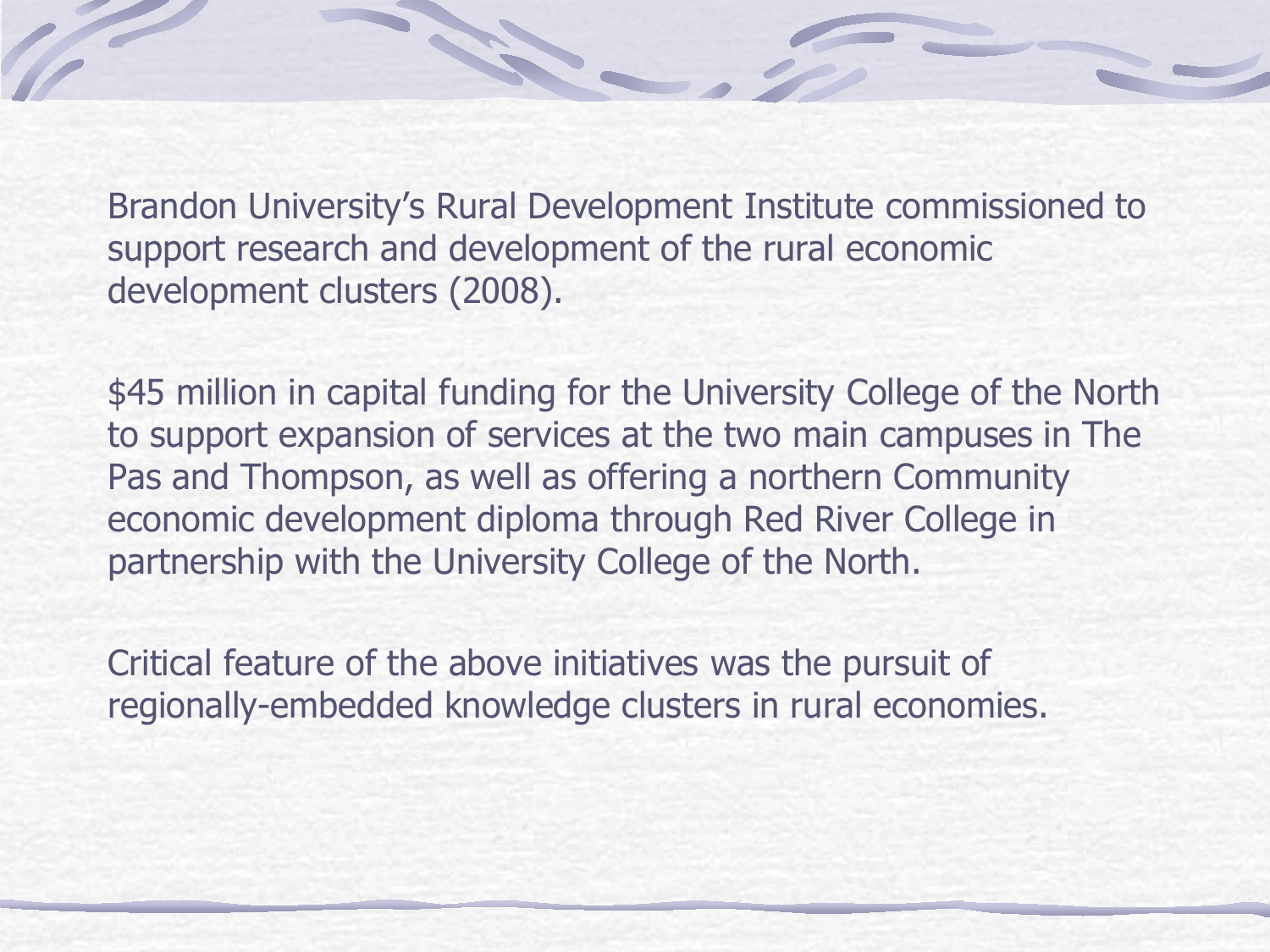Brandon University's Rural Development Institute commissioned to support research and development of the rural economic development clusters (2008).

$45 million in capital funding for the University College of the North to support expansion of services at the two main campuses in The Pas and Thompson, as well as offering a northern Community economic development diploma through Red River College in partnership with the University College of the North.

Critical feature of the above initiatives was the pursuit of regionally-embedded knowledge clusters in rural economies.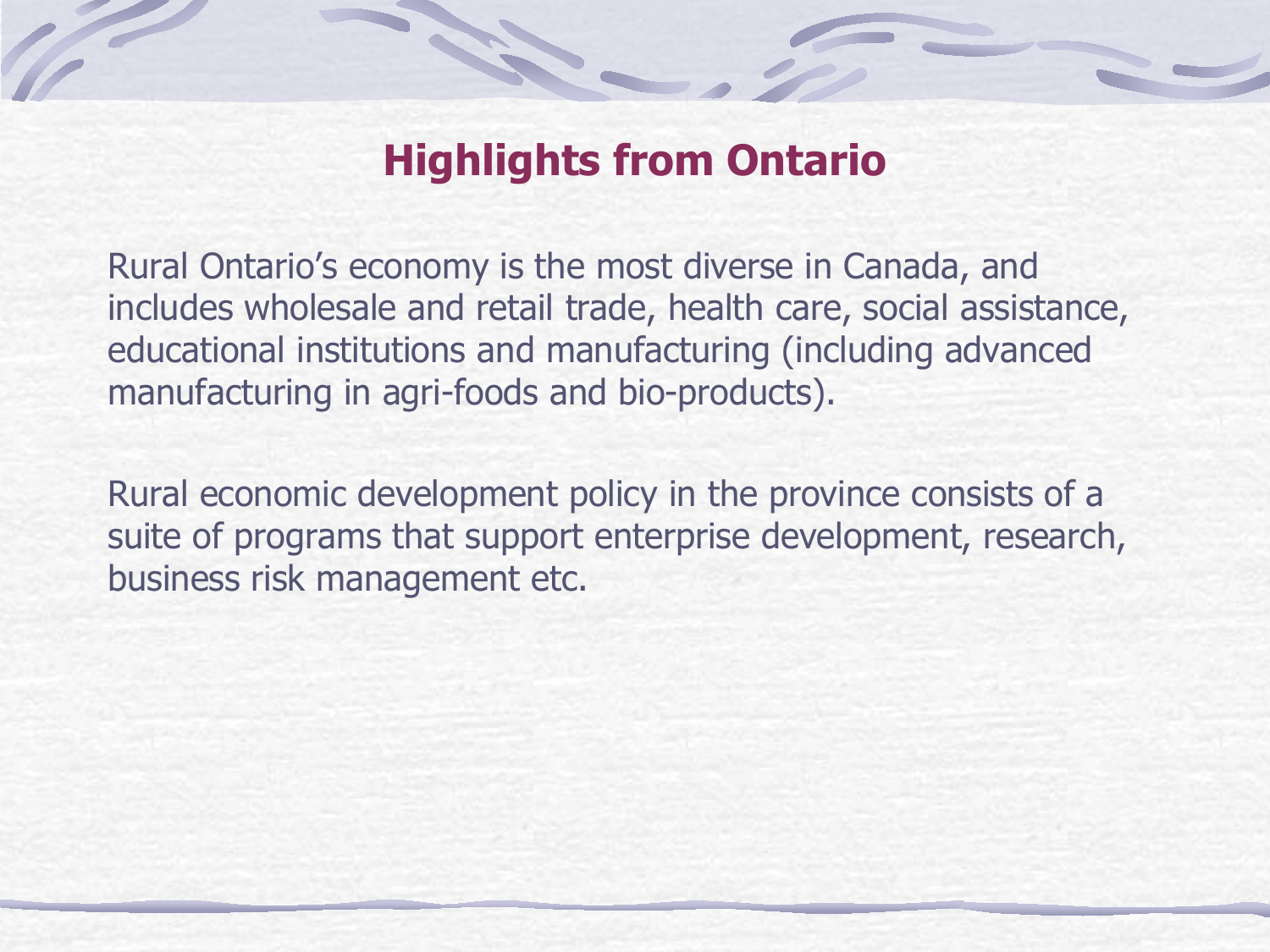# Highlights from Ontario

Rural Ontario's economy is the most diverse in Canada, and includes wholesale and retail trade, health care, social assistance, educational institutions and manufacturing (including advanced manufacturing in agri-foods and bio-products).

Rural economic development policy in the province consists of a suite of programs that support enterprise development, research, business risk management etc.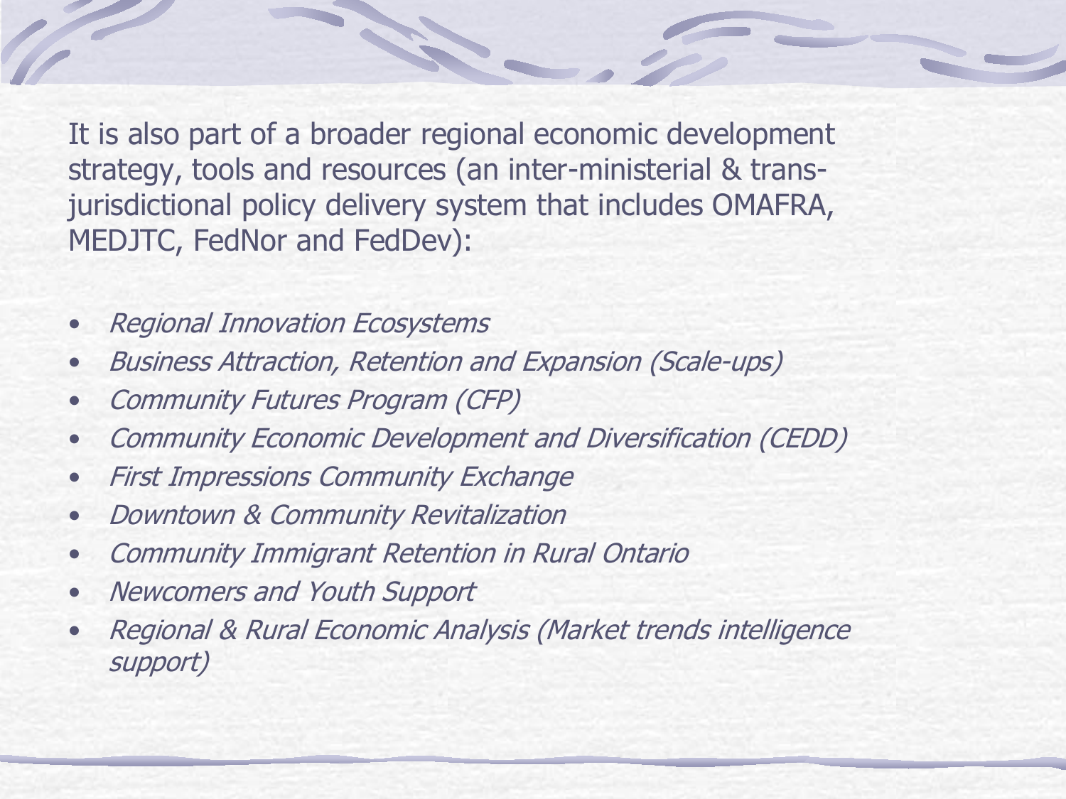It is also part of a broader regional economic development strategy, tools and resources (an inter-ministerial & trans-jurisdictional policy delivery system that includes OMAFRA, MEDJTC, FedNor and FedDev):

- *Regional Innovation Ecosystems*
- *Business Attraction, Retention and Expansion (Scale-ups)*
- *Community Futures Program (CFP)*
- *Community Economic Development and Diversification (CEDD)*
- *First Impressions Community Exchange*
- *Downtown & Community Revitalization*
- *Community Immigrant Retention in Rural Ontario*
- *Newcomers and Youth Support*
- *Regional & Rural Economic Analysis (Market trends intelligence support)*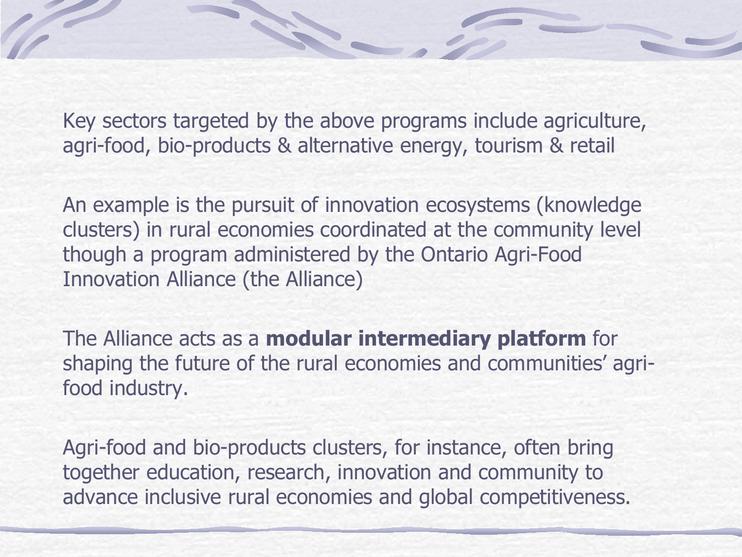Key sectors targeted by the above programs include agriculture, agri-food, bio-products & alternative energy, tourism & retail

An example is the pursuit of innovation ecosystems (knowledge clusters) in rural economies coordinated at the community level though a program administered by the Ontario Agri-Food Innovation Alliance (the Alliance)

The Alliance acts as a **modular intermediary platform** for shaping the future of the rural economies and communities' agri-food industry.

Agri-food and bio-products clusters, for instance, often bring together education, research, innovation and community to advance inclusive rural economies and global competitiveness.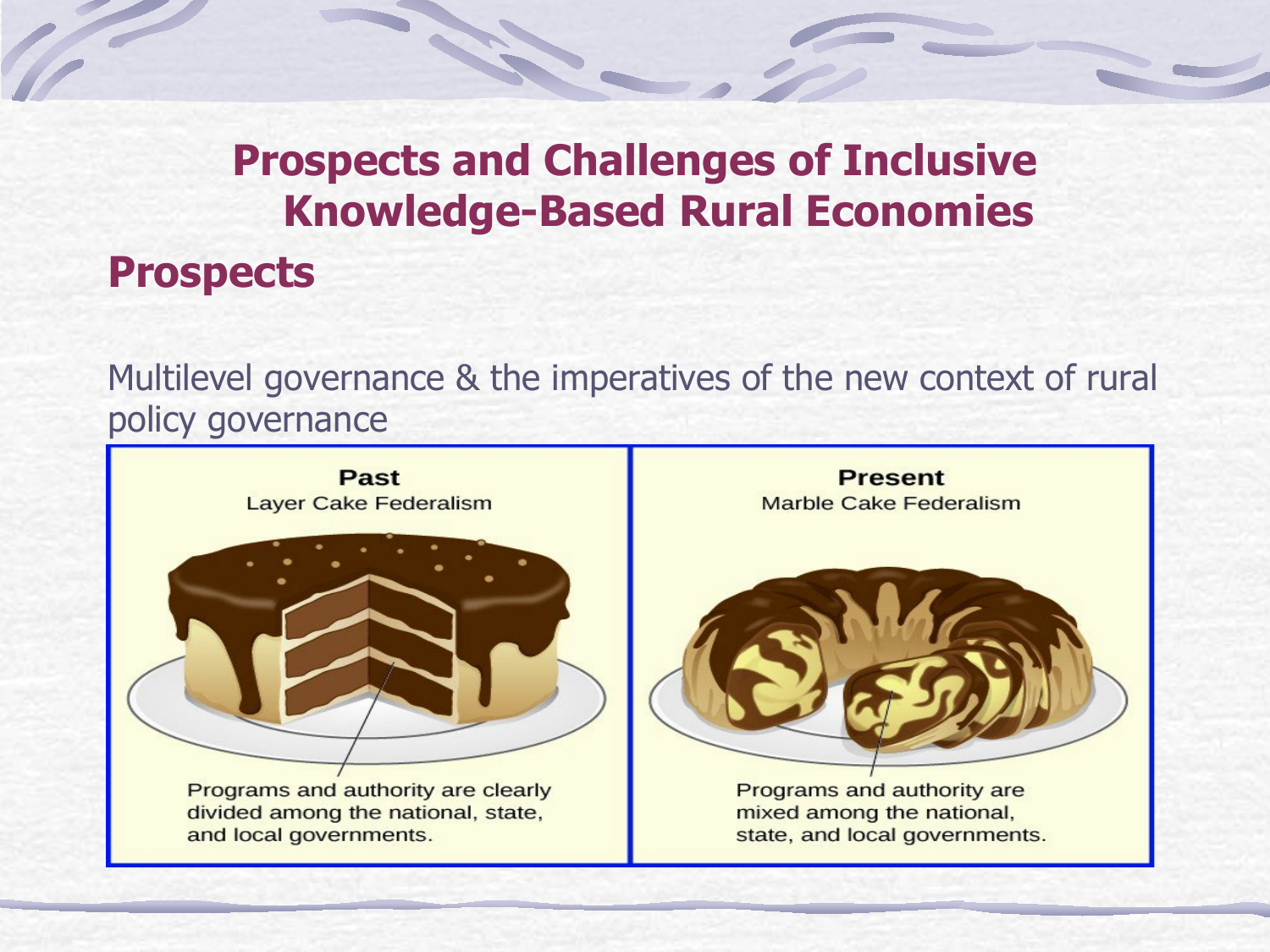# Prospects and Challenges of Inclusive Knowledge-Based Rural Economies

## Prospects

Multilevel governance & the imperatives of the new context of rural policy governance

**Past**
Layer Cake Federalism

Programs and authority are clearly divided among the national, state, and local governments.

**Present**
Marble Cake Federalism

Programs and authority are mixed among the national, state, and local governments.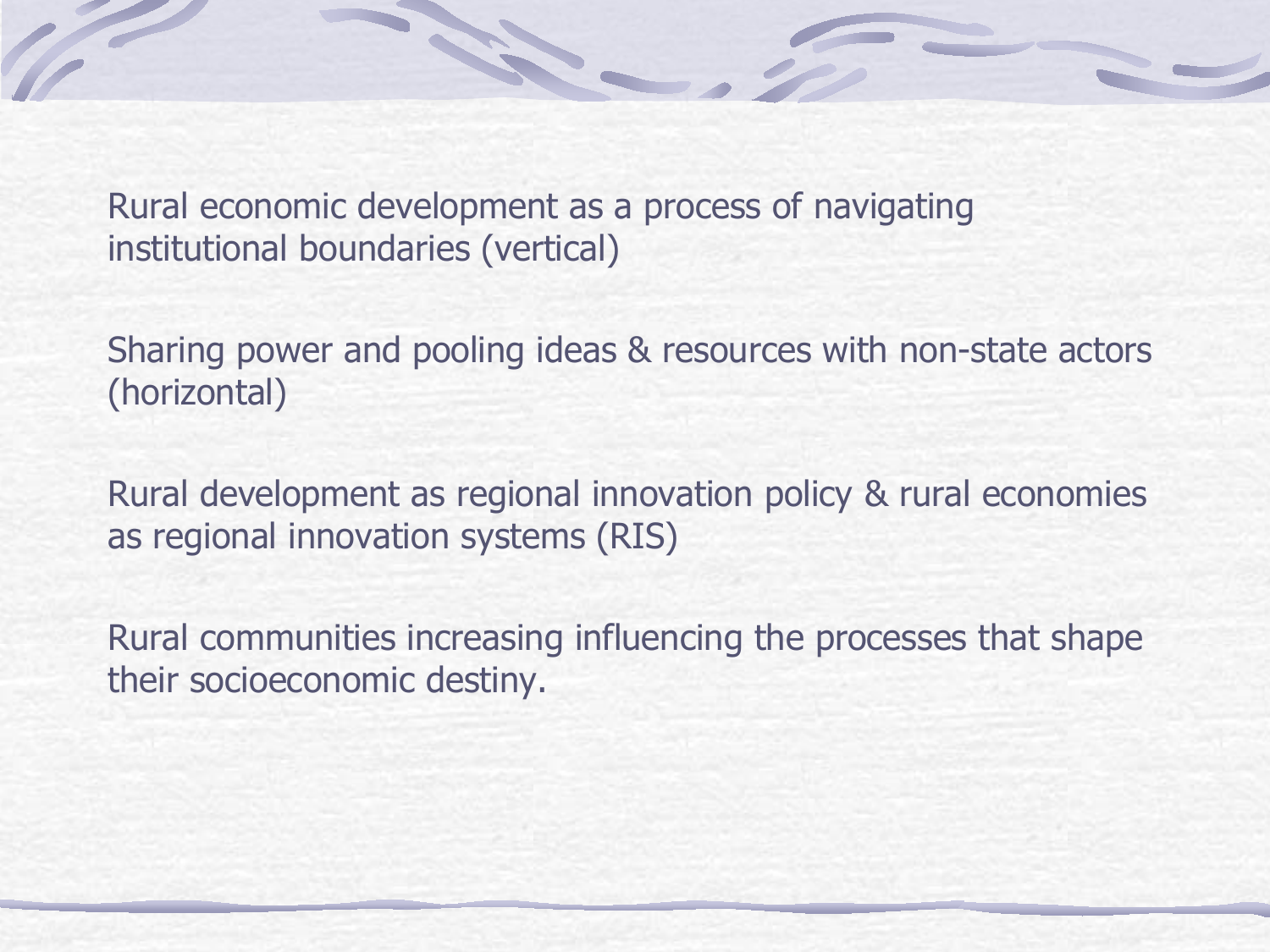Rural economic development as a process of navigating institutional boundaries (vertical)

Sharing power and pooling ideas & resources with non-state actors (horizontal)

Rural development as regional innovation policy & rural economies as regional innovation systems (RIS)

Rural communities increasing influencing the processes that shape their socioeconomic destiny.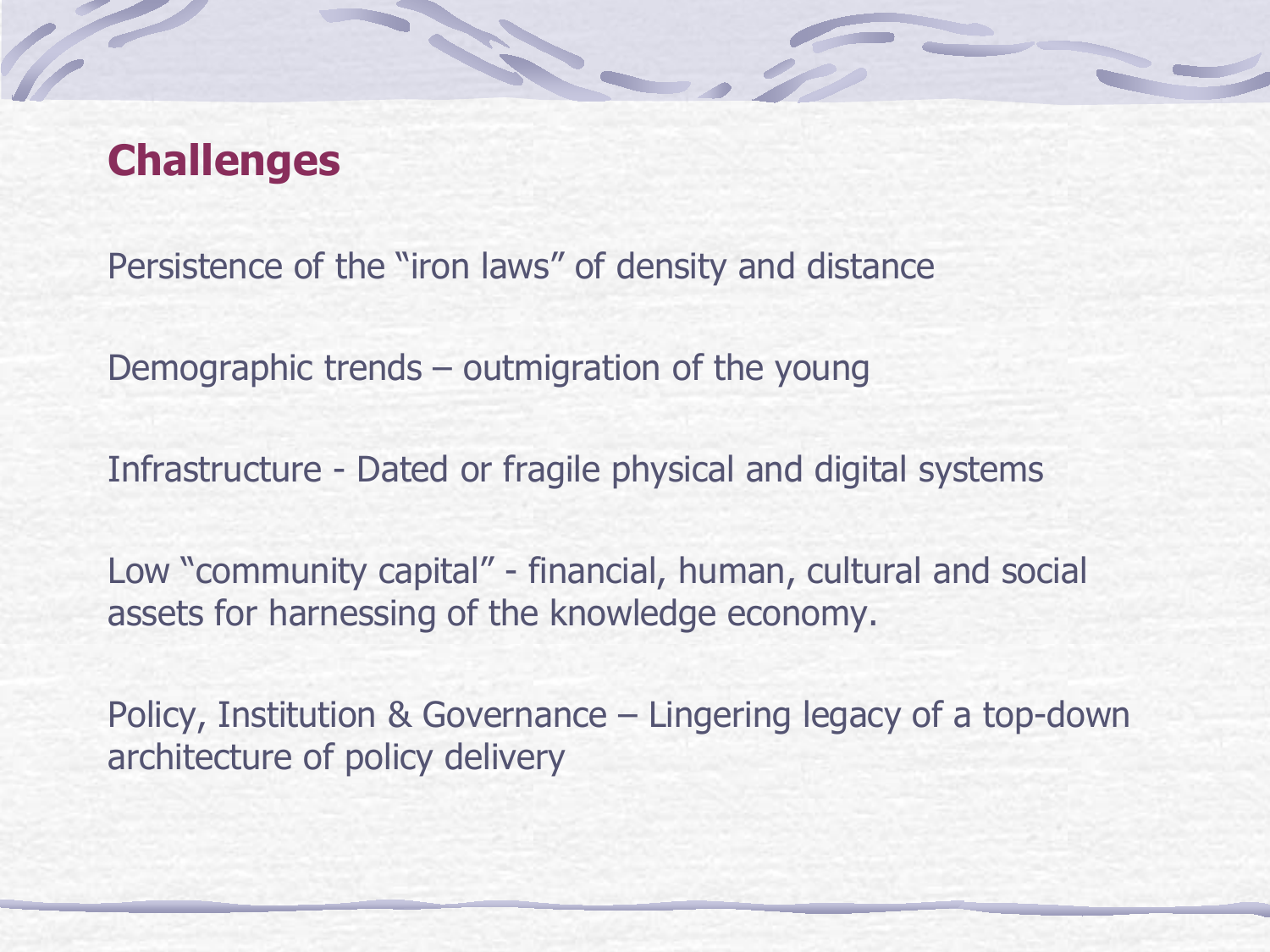## Challenges

Persistence of the "iron laws" of density and distance

Demographic trends – outmigration of the young

Infrastructure - Dated or fragile physical and digital systems

Low "community capital" - financial, human, cultural and social assets for harnessing of the knowledge economy.

Policy, Institution & Governance – Lingering legacy of a top-down architecture of policy delivery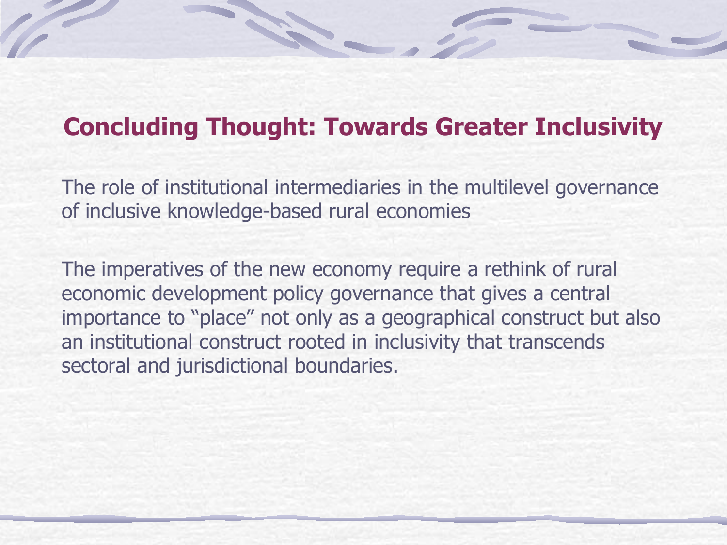## Concluding Thought: Towards Greater Inclusivity

The role of institutional intermediaries in the multilevel governance of inclusive knowledge-based rural economies

The imperatives of the new economy require a rethink of rural economic development policy governance that gives a central importance to "place" not only as a geographical construct but also an institutional construct rooted in inclusivity that transcends sectoral and jurisdictional boundaries.